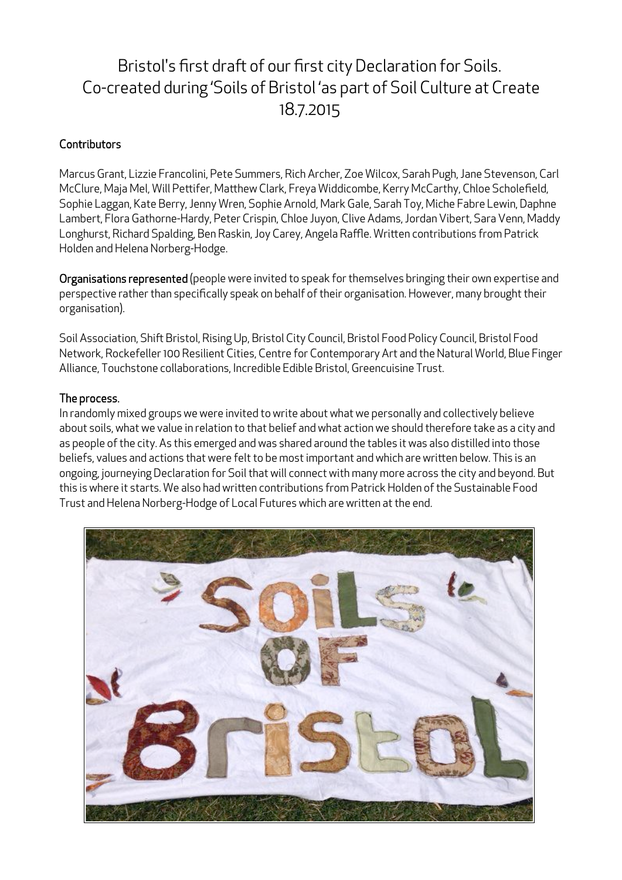# Bristol's first draft of our first city Declaration for Soils. Co-created during 'Soils of Bristol 'as part of Soil Culture at Create 18.7.2015

### Contributors

Marcus Grant, Lizzie Francolini, Pete Summers, Rich Archer, Zoe Wilcox, Sarah Pugh, Jane Stevenson, Carl McClure, Maja Mel, Will Pettifer, Matthew Clark, Freya Widdicombe, Kerry McCarthy, Chloe Scholefield, Sophie Laggan, Kate Berry, Jenny Wren, Sophie Arnold, Mark Gale, Sarah Toy, Miche Fabre Lewin, Daphne Lambert, Flora Gathorne-Hardy, Peter Crispin, Chloe Juyon, Clive Adams, Jordan Vibert, Sara Venn, Maddy Longhurst, Richard Spalding, Ben Raskin, Joy Carey, Angela Raffle. Written contributions from Patrick Holden and Helena Norberg-Hodge.

**Organisations represented** (people were invited to speak for themselves bringing their own expertise and perspective rather than specifically speak on behalf of their organisation. However, many brought their organisation).

Soil Association, Shift Bristol, Rising Up, Bristol City Council, Bristol Food Policy Council, Bristol Food Network, Rockefeller 100 Resilient Cities, Centre for Contemporary Art and the Natural World, Blue Finger Alliance, Touchstone collaborations, Incredible Edible Bristol, Greencuisine Trust.

### The process.

In randomly mixed groups we were invited to write about what we personally and collectively believe about soils, what we value in relation to that belief and what action we should therefore take as a city and as people of the city. As this emerged and was shared around the tables it was also distilled into those beliefs, values and actions that were felt to be most important and which are written below. This is an ongoing, journeying Declaration for Soil that will connect with many more across the city and beyond. But this is where it starts. We also had written contributions from Patrick Holden of the Sustainable Food Trust and Helena Norberg-Hodge of Local Futures which are written at the end.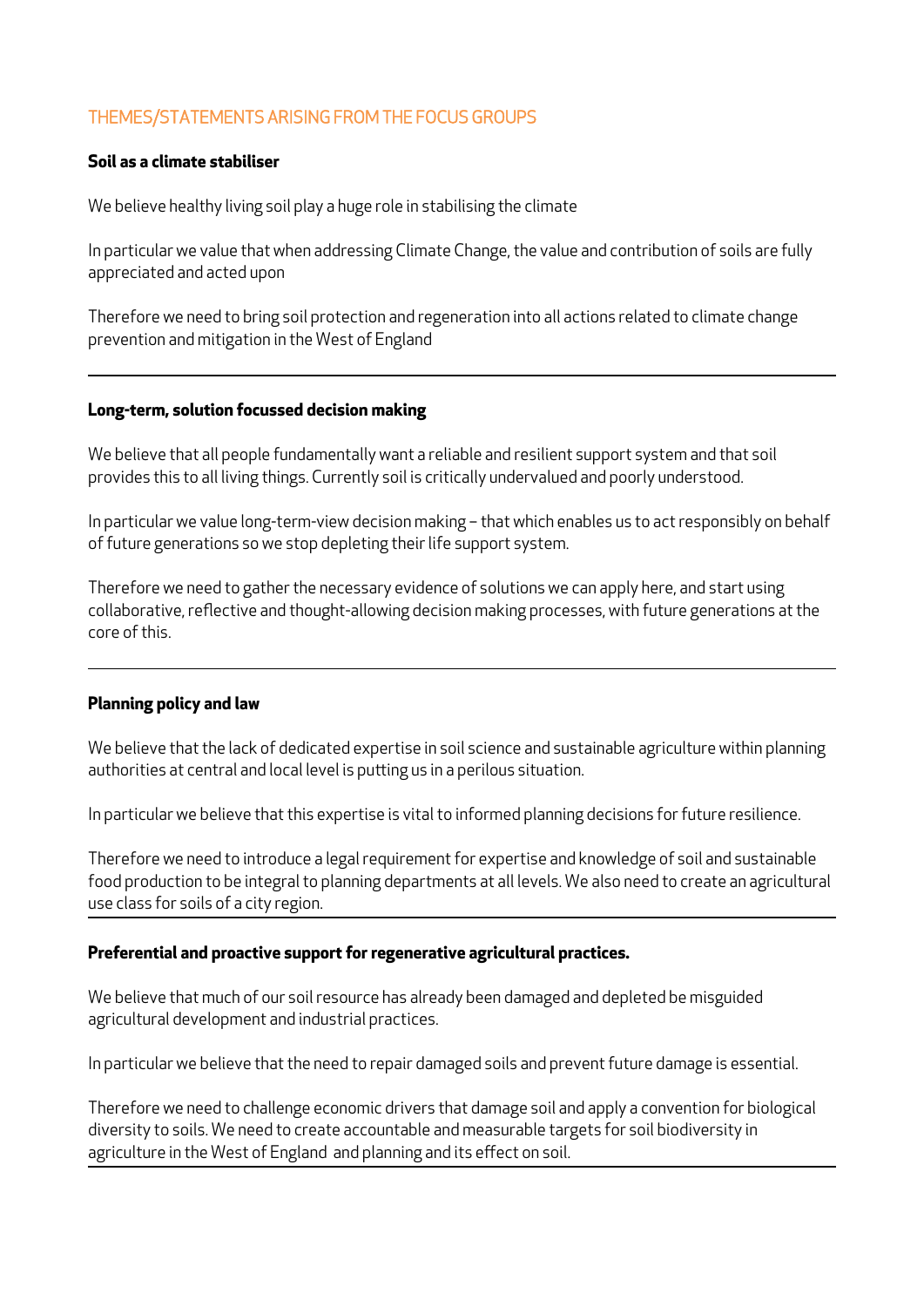## THEMES/STATEMENTS ARISING FROM THE FOCUS GROUPS

**Soil as a climate stabiliser**

We believe healthy living soil play a huge role in stabilising the climate

In particular we value that when addressing Climate Change, the value and contribution of soils are fully appreciated and acted upon

Therefore we need to bring soil protection and regeneration into all actions related to climate change prevention and mitigation in the West of England

---

**Long-term, solution focussed decision making**

We believe that all people fundamentally want a reliable and resilient support system and that soil provides this to all living things. Currently soil is critically undervalued and poorly understood.

In particular we value long-term-view decision making – that which enables us to act responsibly on behalf of future generations so we stop depleting their life support system.

Therefore we need to gather the necessary evidence of solutions we can apply here, and start using collaborative, reflective and thought-allowing decision making processes, with future generations at the core of this.

---

**Planning policy and law**

We believe that the lack of dedicated expertise in soil science and sustainable agriculture within planning authorities at central and local level is putting us in a perilous situation.

In particular we believe that this expertise is vital to informed planning decisions for future resilience.

Therefore we need to introduce a legal requirement for expertise and knowledge of soil and sustainable food production to be integral to planning departments at all levels. We also need to create an agricultural use class for soils of a city region.

---

**Preferential and proactive support for regenerative agricultural practices.**

We believe that much of our soil resource has already been damaged and depleted be misguided agricultural development and industrial practices.

In particular we believe that the need to repair damaged soils and prevent future damage is essential.

Therefore we need to challenge economic drivers that damage soil and apply a convention for biological diversity to soils. We need to create accountable and measurable targets for soil biodiversity in agriculture in the West of England and planning and its effect on soil.

---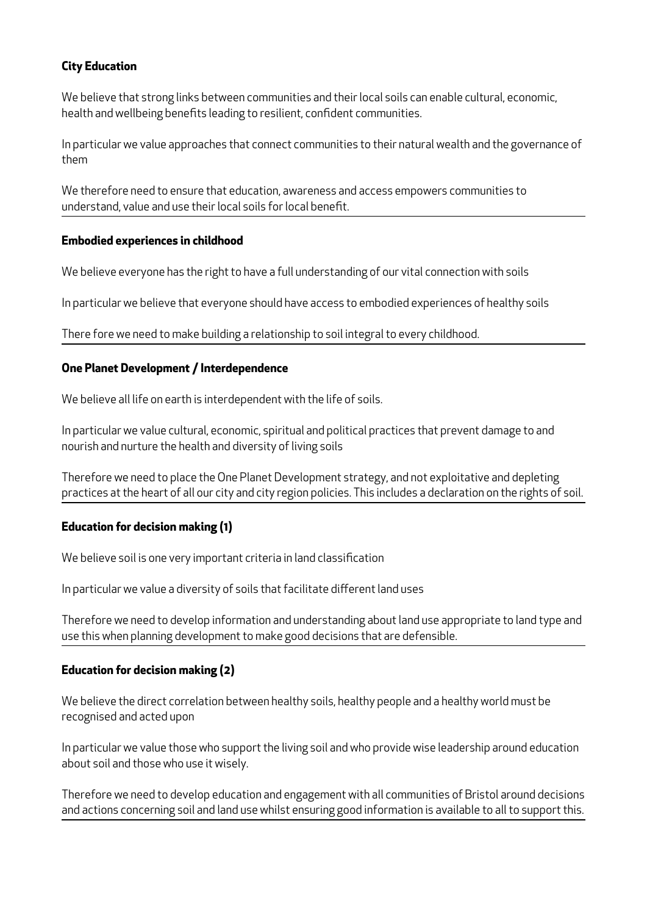**City Education**

We believe that strong links between communities and their local soils can enable cultural, economic, health and wellbeing benefits leading to resilient, confident communities.

In particular we value approaches that connect communities to their natural wealth and the governance of them

We therefore need to ensure that education, awareness and access empowers communities to understand, value and use their local soils for local benefit.

---

**Embodied experiences in childhood**

We believe everyone has the right to have a full understanding of our vital connection with soils

In particular we believe that everyone should have access to embodied experiences of healthy soils

There fore we need to make building a relationship to soil integral to every childhood.

---

**One Planet Development / Interdependence**

We believe all life on earth is interdependent with the life of soils.

In particular we value cultural, economic, spiritual and political practices that prevent damage to and nourish and nurture the health and diversity of living soils

Therefore we need to place the One Planet Development strategy, and not exploitative and depleting practices at the heart of all our city and city region policies. This includes a declaration on the rights of soil.

---

**Education for decision making (1)**

We believe soil is one very important criteria in land classification

In particular we value a diversity of soils that facilitate different land uses

Therefore we need to develop information and understanding about land use appropriate to land type and use this when planning development to make good decisions that are defensible.

---

**Education for decision making (2)**

We believe the direct correlation between healthy soils, healthy people and a healthy world must be recognised and acted upon

In particular we value those who support the living soil and who provide wise leadership around education about soil and those who use it wisely.

Therefore we need to develop education and engagement with all communities of Bristol around decisions and actions concerning soil and land use whilst ensuring good information is available to all to support this.

---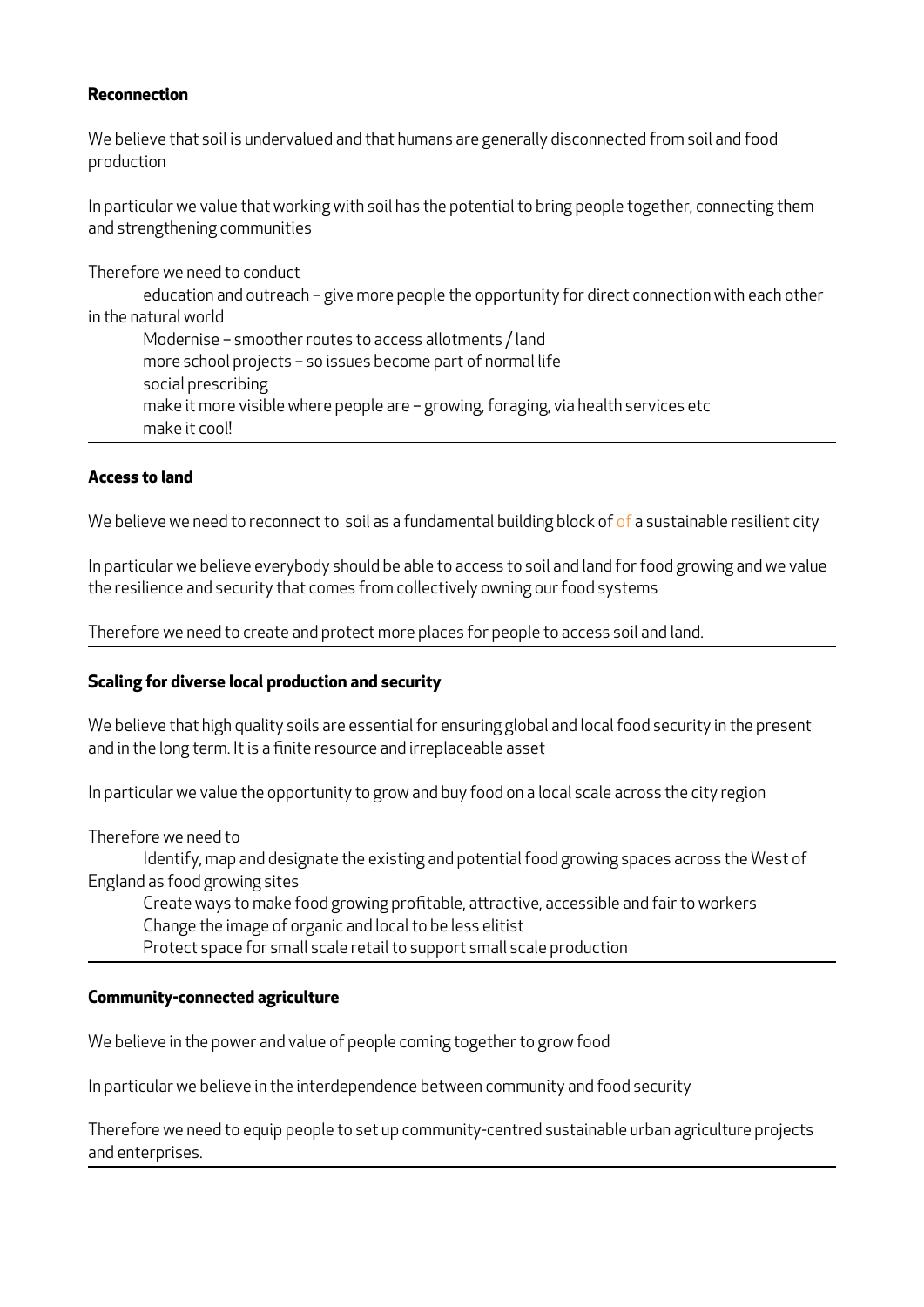**Reconnection**

We believe that soil is undervalued and that humans are generally disconnected from soil and food production

In particular we value that working with soil has the potential to bring people together, connecting them and strengthening communities

Therefore we need to conduct

- education and outreach – give more people the opportunity for direct connection with each other in the natural world
- Modernise – smoother routes to access allotments / land
- more school projects – so issues become part of normal life
- social prescribing
- make it more visible where people are – growing, foraging, via health services etc
- make it cool!

---

**Access to land**

We believe we need to reconnect to soil as a fundamental building block of of a sustainable resilient city

In particular we believe everybody should be able to access to soil and land for food growing and we value the resilience and security that comes from collectively owning our food systems

Therefore we need to create and protect more places for people to access soil and land.

---

**Scaling for diverse local production and security**

We believe that high quality soils are essential for ensuring global and local food security in the present and in the long term. It is a finite resource and irreplaceable asset

In particular we value the opportunity to grow and buy food on a local scale across the city region

Therefore we need to

- Identify, map and designate the existing and potential food growing spaces across the West of England as food growing sites
- Create ways to make food growing profitable, attractive, accessible and fair to workers
- Change the image of organic and local to be less elitist
- Protect space for small scale retail to support small scale production

---

**Community-connected agriculture**

We believe in the power and value of people coming together to grow food

In particular we believe in the interdependence between community and food security

Therefore we need to equip people to set up community-centred sustainable urban agriculture projects and enterprises.

---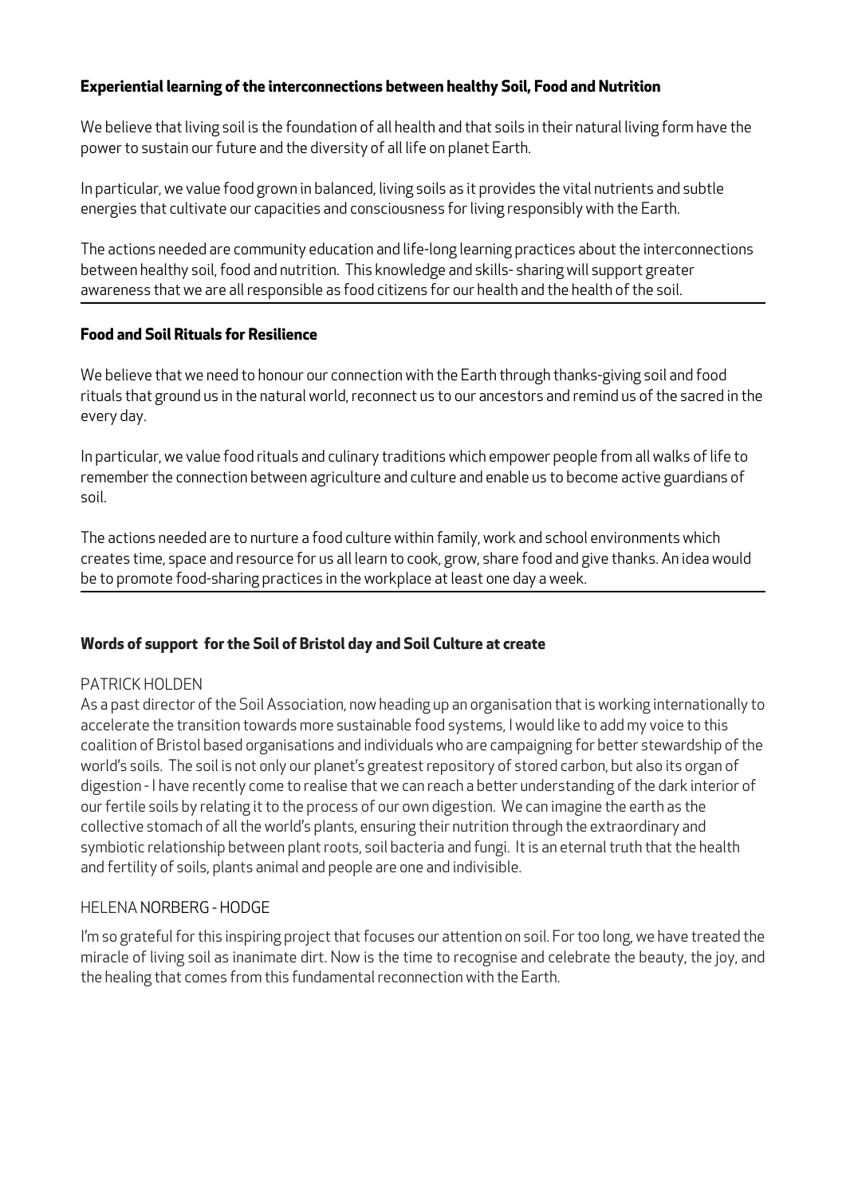**Experiential learning of the interconnections between healthy Soil, Food and Nutrition**

We believe that living soil is the foundation of all health and that soils in their natural living form have the power to sustain our future and the diversity of all life on planet Earth.

In particular, we value food grown in balanced, living soils as it provides the vital nutrients and subtle energies that cultivate our capacities and consciousness for living responsibly with the Earth.

The actions needed are community education and life-long learning practices about the interconnections between healthy soil, food and nutrition. This knowledge and skills- sharing will support greater awareness that we are all responsible as food citizens for our health and the health of the soil.

---

**Food and Soil Rituals for Resilience**

We believe that we need to honour our connection with the Earth through thanks-giving soil and food rituals that ground us in the natural world, reconnect us to our ancestors and remind us of the sacred in the every day.

In particular, we value food rituals and culinary traditions which empower people from all walks of life to remember the connection between agriculture and culture and enable us to become active guardians of soil.

The actions needed are to nurture a food culture within family, work and school environments which creates time, space and resource for us all learn to cook, grow, share food and give thanks. An idea would be to promote food-sharing practices in the workplace at least one day a week.

---

**Words of support for the Soil of Bristol day and Soil Culture at create**

PATRICK HOLDEN

As a past director of the Soil Association, now heading up an organisation that is working internationally to accelerate the transition towards more sustainable food systems, I would like to add my voice to this coalition of Bristol based organisations and individuals who are campaigning for better stewardship of the world's soils. The soil is not only our planet's greatest repository of stored carbon, but also its organ of digestion - I have recently come to realise that we can reach a better understanding of the dark interior of our fertile soils by relating it to the process of our own digestion. We can imagine the earth as the collective stomach of all the world's plants, ensuring their nutrition through the extraordinary and symbiotic relationship between plant roots, soil bacteria and fungi. It is an eternal truth that the health and fertility of soils, plants animal and people are one and indivisible.

HELENA NORBERG - HODGE

I'm so grateful for this inspiring project that focuses our attention on soil. For too long, we have treated the miracle of living soil as inanimate dirt. Now is the time to recognise and celebrate the beauty, the joy, and the healing that comes from this fundamental reconnection with the Earth.